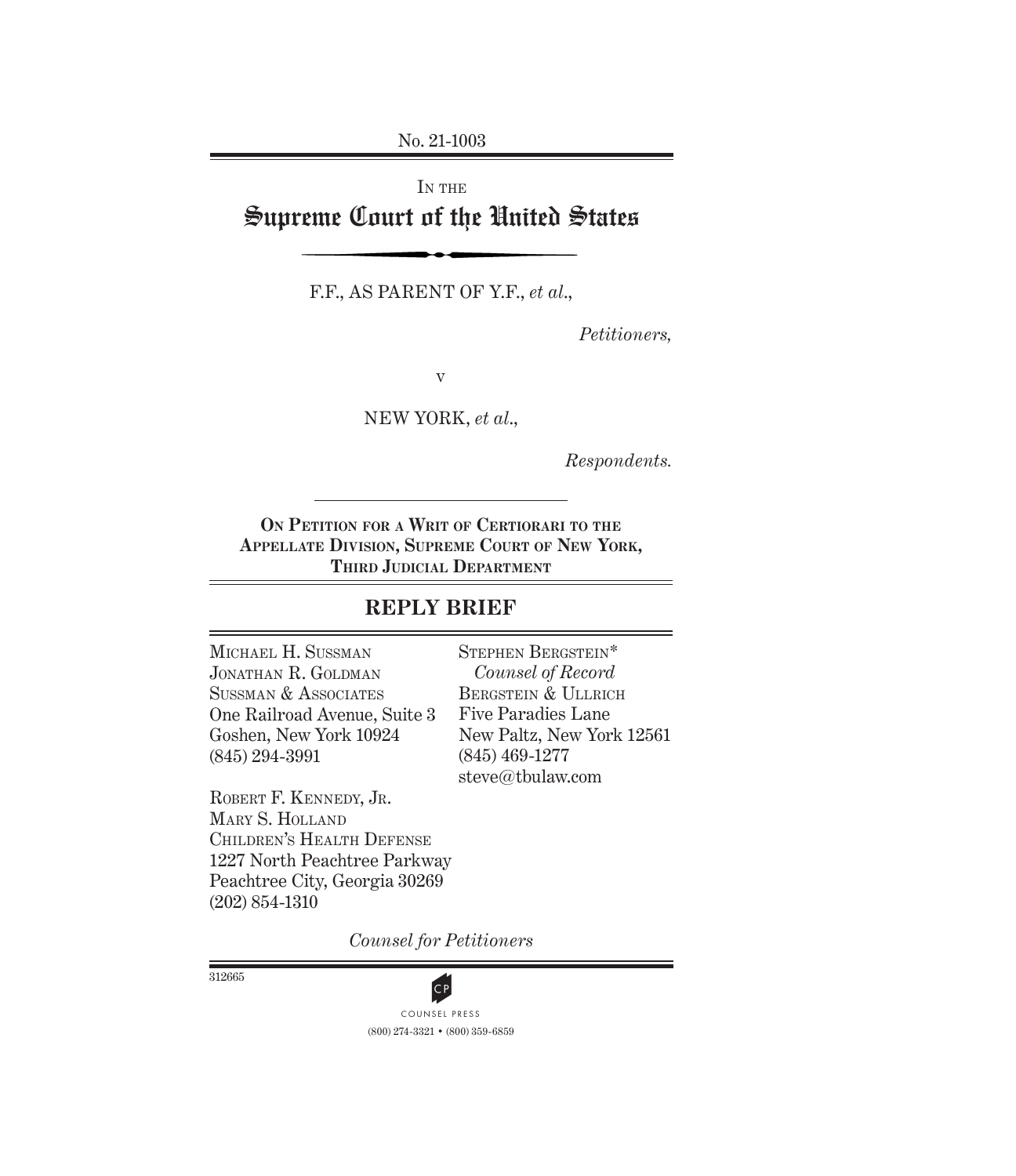No. 21-1003

IN THE

# Supreme Court of the United States

F.F., AS PARENT OF Y.F., *et al.*,

*Petitioners,*

v

NEW YORK, *et al.*,

*Respondents.*

---

**ON PETITION FOR A WRIT OF CERTIORARI TO THE APPELLATE DIVISION, SUPREME COURT OF NEW YORK, THIRD JUDICIAL DEPARTMENT**

## REPLY BRIEF

MICHAEL H. SUSSMAN
JONATHAN R. GOLDMAN
SUSSMAN & ASSOCIATES
One Railroad Avenue, Suite 3
Goshen, New York 10924
(845) 294-3991

ROBERT F. KENNEDY, JR.
MARY S. HOLLAND
CHILDREN'S HEALTH DEFENSE
1227 North Peachtree Parkway
Peachtree City, Georgia 30269
(202) 854-1310

STEPHEN BERGSTEIN*
*Counsel of Record*
BERGSTEIN & ULLRICH
Five Paradies Lane
New Paltz, New York 12561
(845) 469-1277
steve@tbulaw.com

*Counsel for Petitioners*

312665

COUNSEL PRESS
(800) 274-3321 • (800) 359-6859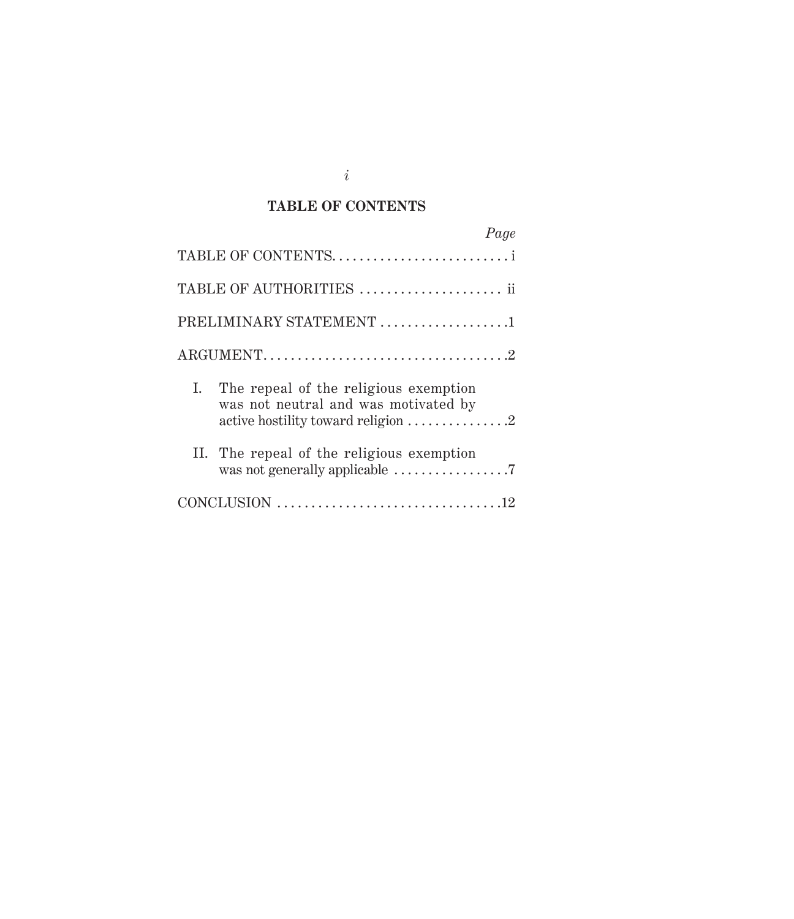## TABLE OF CONTENTS

| | Page |
|---|---|
| TABLE OF CONTENTS | i |
| TABLE OF AUTHORITIES | ii |
| PRELIMINARY STATEMENT | 1 |
| ARGUMENT | 2 |
| I. The repeal of the religious exemption was not neutral and was motivated by active hostility toward religion | 2 |
| II. The repeal of the religious exemption was not generally applicable | 7 |
| CONCLUSION | 12 |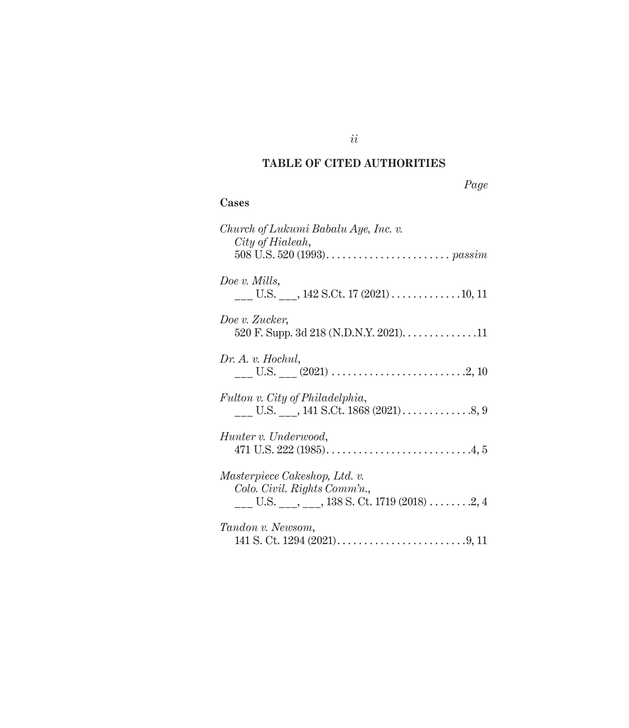## TABLE OF CITED AUTHORITIES

*Page*

**Cases**

*Church of Lukumi Babalu Aye, Inc. v. City of Hialeah*,
508 U.S. 520 (1993). . . . . . . . . . . . . . . . . . . . . . . *passim*

*Doe v. Mills*,
___ U.S. ___, 142 S.Ct. 17 (2021) . . . . . . . . . . . . . 10, 11

*Doe v. Zucker*,
520 F. Supp. 3d 218 (N.D.N.Y. 2021). . . . . . . . . . . . . .11

*Dr. A. v. Hochul*,
___ U.S. ___ (2021) . . . . . . . . . . . . . . . . . . . . . . . . .2, 10

*Fulton v. City of Philadelphia*,
___ U.S. ___, 141 S.Ct. 1868 (2021) . . . . . . . . . . . . .8, 9

*Hunter v. Underwood*,
471 U.S. 222 (1985). . . . . . . . . . . . . . . . . . . . . . . . . . .4, 5

*Masterpiece Cakeshop, Ltd. v. Colo. Civil. Rights Comm'n.*,
___ U.S. ___, ___, 138 S. Ct. 1719 (2018) . . . . . . . .2, 4

*Tandon v. Newsom*,
141 S. Ct. 1294 (2021). . . . . . . . . . . . . . . . . . . . . . . . .9, 11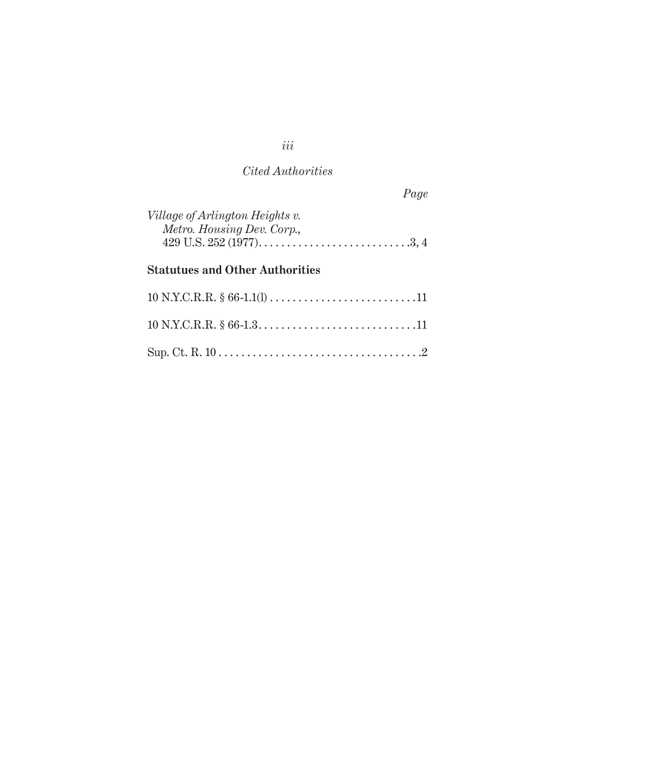*Cited Authorities*

*Page*

*Village of Arlington Heights v. Metro. Housing Dev. Corp.*, 429 U.S. 252 (1977) . . . . . . . . . . . . . . . . . . . . . . . . . . .3, 4

**Statutues and Other Authorities**

10 N.Y.C.R.R. § 66-1.1(l) . . . . . . . . . . . . . . . . . . . . . . . . . . .11

10 N.Y.C.R.R. § 66-1.3 . . . . . . . . . . . . . . . . . . . . . . . . . . . . .11

Sup. Ct. R. 10 . . . . . . . . . . . . . . . . . . . . . . . . . . . . . . . . . . . . .2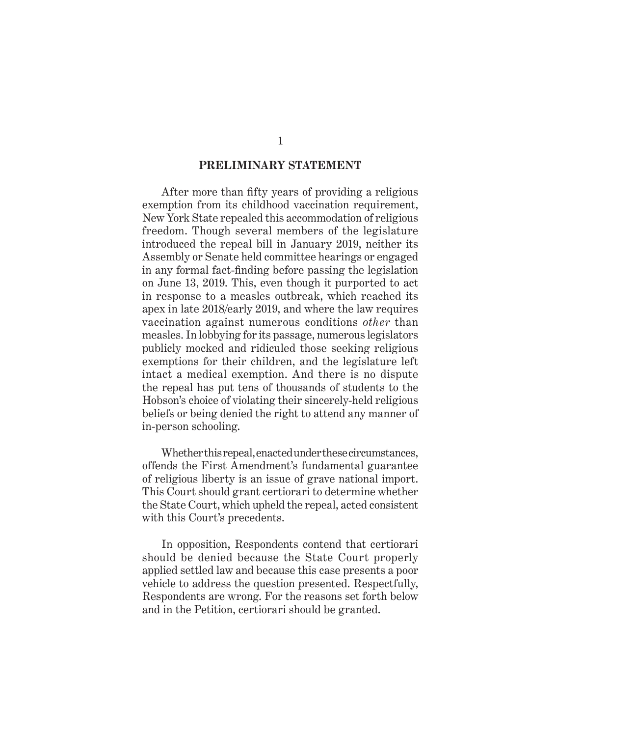## PRELIMINARY STATEMENT

After more than fifty years of providing a religious exemption from its childhood vaccination requirement, New York State repealed this accommodation of religious freedom. Though several members of the legislature introduced the repeal bill in January 2019, neither its Assembly or Senate held committee hearings or engaged in any formal fact-finding before passing the legislation on June 13, 2019. This, even though it purported to act in response to a measles outbreak, which reached its apex in late 2018/early 2019, and where the law requires vaccination against numerous conditions *other* than measles. In lobbying for its passage, numerous legislators publicly mocked and ridiculed those seeking religious exemptions for their children, and the legislature left intact a medical exemption. And there is no dispute the repeal has put tens of thousands of students to the Hobson's choice of violating their sincerely-held religious beliefs or being denied the right to attend any manner of in-person schooling.

Whether this repeal, enacted under these circumstances, offends the First Amendment's fundamental guarantee of religious liberty is an issue of grave national import. This Court should grant certiorari to determine whether the State Court, which upheld the repeal, acted consistent with this Court's precedents.

In opposition, Respondents contend that certiorari should be denied because the State Court properly applied settled law and because this case presents a poor vehicle to address the question presented. Respectfully, Respondents are wrong. For the reasons set forth below and in the Petition, certiorari should be granted.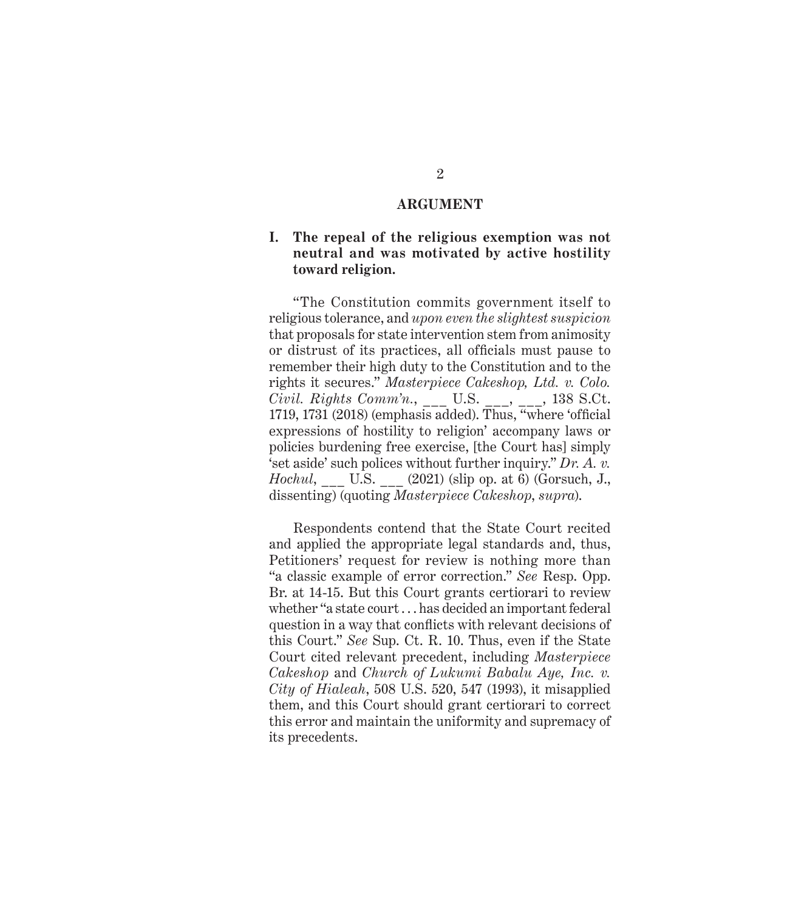## ARGUMENT

### I. The repeal of the religious exemption was not neutral and was motivated by active hostility toward religion.

"The Constitution commits government itself to religious tolerance, and *upon even the slightest suspicion* that proposals for state intervention stem from animosity or distrust of its practices, all officials must pause to remember their high duty to the Constitution and to the rights it secures." *Masterpiece Cakeshop, Ltd. v. Colo. Civil. Rights Comm'n.*, ___ U.S. ___, ___, 138 S.Ct. 1719, 1731 (2018) (emphasis added). Thus, "where 'official expressions of hostility to religion' accompany laws or policies burdening free exercise, [the Court has] simply 'set aside' such polices without further inquiry." *Dr. A. v. Hochul*, ___ U.S. ___ (2021) (slip op. at 6) (Gorsuch, J., dissenting) (quoting *Masterpiece Cakeshop*, *supra*).

Respondents contend that the State Court recited and applied the appropriate legal standards and, thus, Petitioners' request for review is nothing more than "a classic example of error correction." *See* Resp. Opp. Br. at 14-15. But this Court grants certiorari to review whether "a state court . . . has decided an important federal question in a way that conflicts with relevant decisions of this Court." *See* Sup. Ct. R. 10. Thus, even if the State Court cited relevant precedent, including *Masterpiece Cakeshop* and *Church of Lukumi Babalu Aye, Inc. v. City of Hialeah*, 508 U.S. 520, 547 (1993), it misapplied them, and this Court should grant certiorari to correct this error and maintain the uniformity and supremacy of its precedents.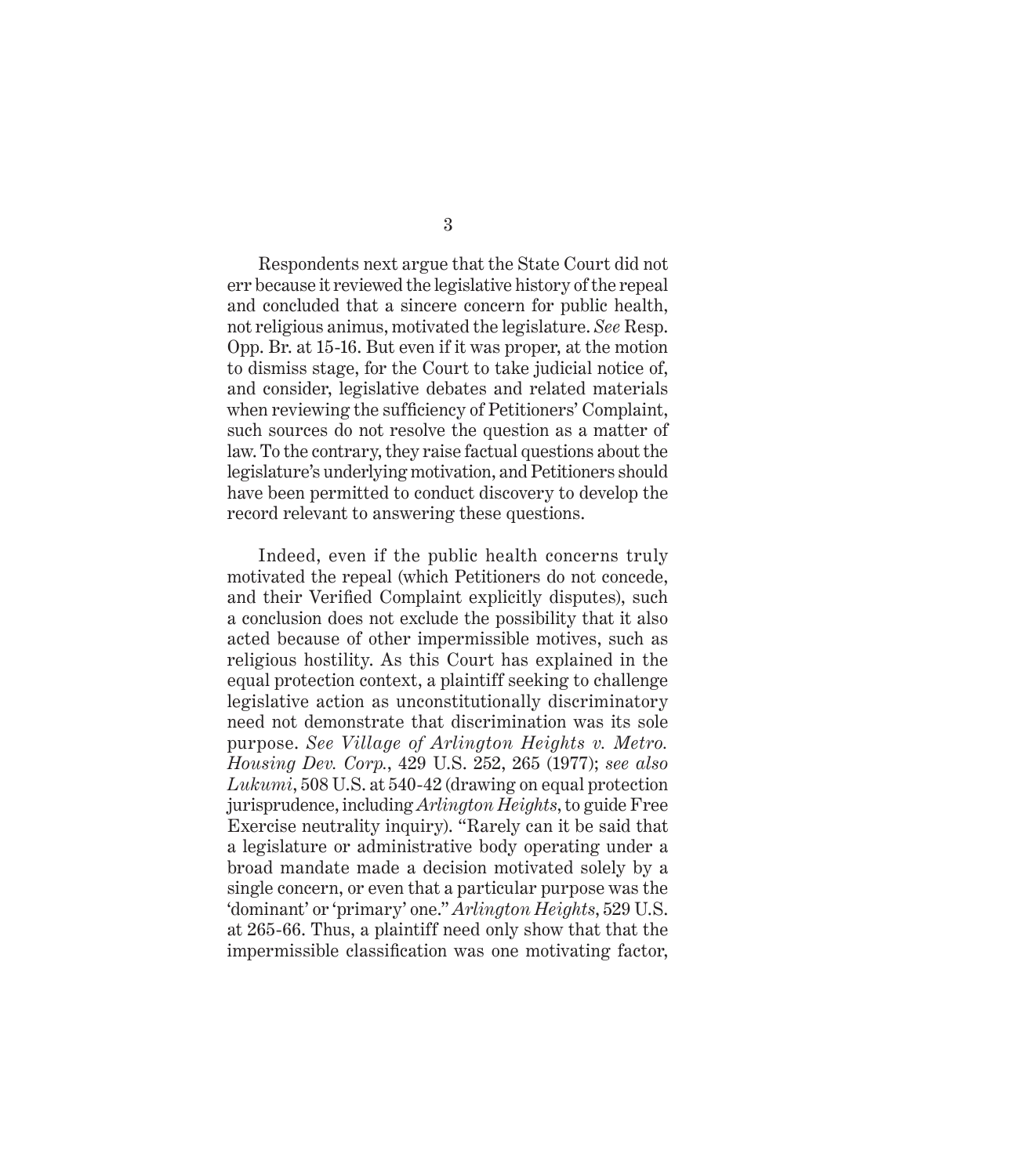Respondents next argue that the State Court did not err because it reviewed the legislative history of the repeal and concluded that a sincere concern for public health, not religious animus, motivated the legislature. *See* Resp. Opp. Br. at 15-16. But even if it was proper, at the motion to dismiss stage, for the Court to take judicial notice of, and consider, legislative debates and related materials when reviewing the sufficiency of Petitioners' Complaint, such sources do not resolve the question as a matter of law. To the contrary, they raise factual questions about the legislature's underlying motivation, and Petitioners should have been permitted to conduct discovery to develop the record relevant to answering these questions.

Indeed, even if the public health concerns truly motivated the repeal (which Petitioners do not concede, and their Verified Complaint explicitly disputes), such a conclusion does not exclude the possibility that it also acted because of other impermissible motives, such as religious hostility. As this Court has explained in the equal protection context, a plaintiff seeking to challenge legislative action as unconstitutionally discriminatory need not demonstrate that discrimination was its sole purpose. *See Village of Arlington Heights v. Metro. Housing Dev. Corp.*, 429 U.S. 252, 265 (1977); *see also Lukumi*, 508 U.S. at 540-42 (drawing on equal protection jurisprudence, including *Arlington Heights*, to guide Free Exercise neutrality inquiry). "Rarely can it be said that a legislature or administrative body operating under a broad mandate made a decision motivated solely by a single concern, or even that a particular purpose was the 'dominant' or 'primary' one." *Arlington Heights*, 529 U.S. at 265-66. Thus, a plaintiff need only show that that the impermissible classification was one motivating factor,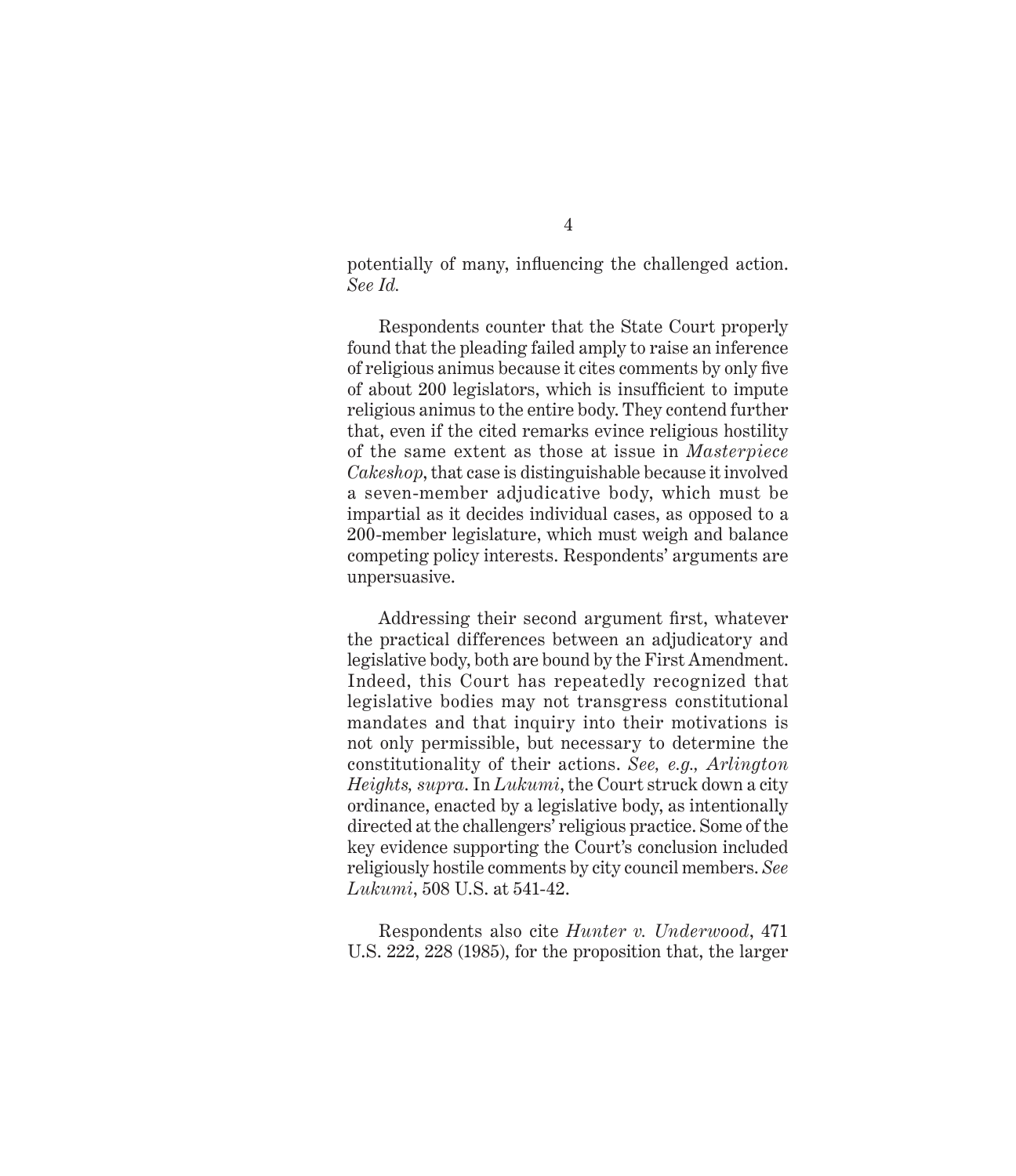potentially of many, influencing the challenged action. *See Id.*

Respondents counter that the State Court properly found that the pleading failed amply to raise an inference of religious animus because it cites comments by only five of about 200 legislators, which is insufficient to impute religious animus to the entire body. They contend further that, even if the cited remarks evince religious hostility of the same extent as those at issue in *Masterpiece Cakeshop*, that case is distinguishable because it involved a seven-member adjudicative body, which must be impartial as it decides individual cases, as opposed to a 200-member legislature, which must weigh and balance competing policy interests. Respondents' arguments are unpersuasive.

Addressing their second argument first, whatever the practical differences between an adjudicatory and legislative body, both are bound by the First Amendment. Indeed, this Court has repeatedly recognized that legislative bodies may not transgress constitutional mandates and that inquiry into their motivations is not only permissible, but necessary to determine the constitutionality of their actions. *See, e.g., Arlington Heights, supra.* In *Lukumi*, the Court struck down a city ordinance, enacted by a legislative body, as intentionally directed at the challengers' religious practice. Some of the key evidence supporting the Court's conclusion included religiously hostile comments by city council members. *See Lukumi*, 508 U.S. at 541-42.

Respondents also cite *Hunter v. Underwood*, 471 U.S. 222, 228 (1985), for the proposition that, the larger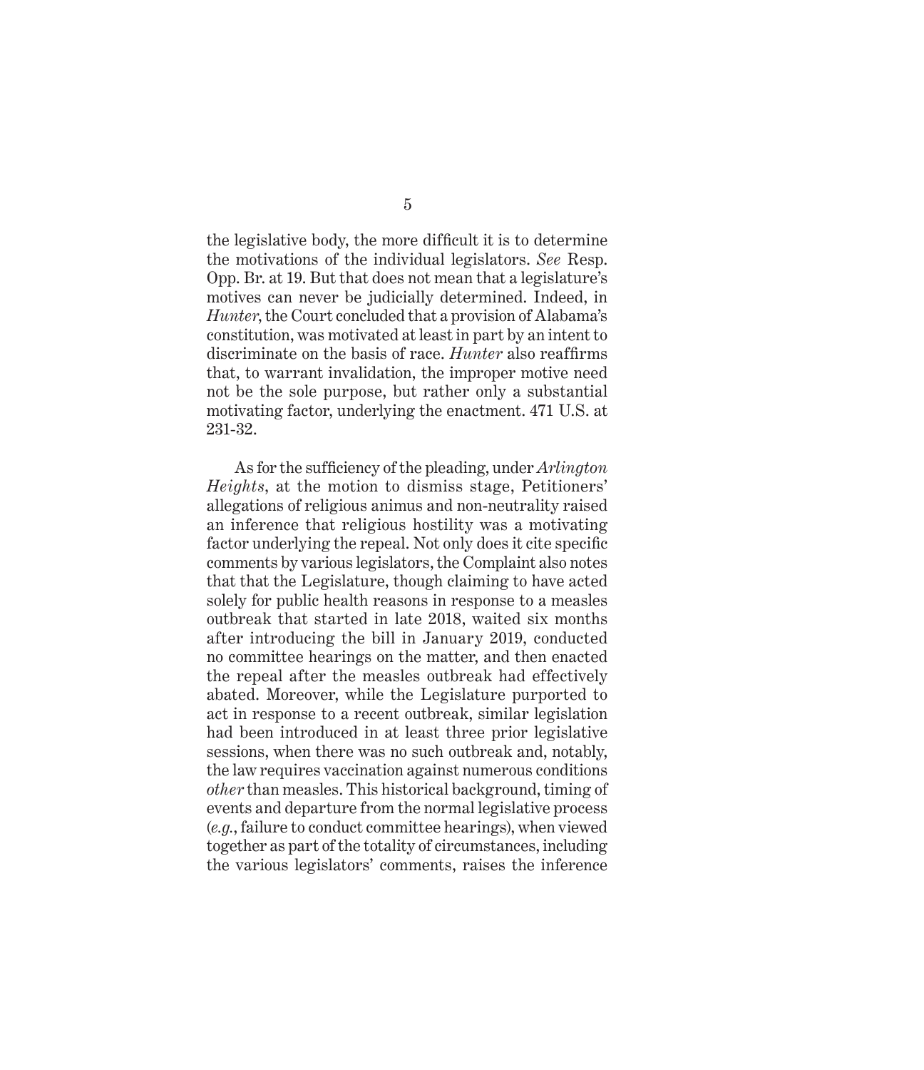the legislative body, the more difficult it is to determine the motivations of the individual legislators. *See* Resp. Opp. Br. at 19. But that does not mean that a legislature's motives can never be judicially determined. Indeed, in *Hunter*, the Court concluded that a provision of Alabama's constitution, was motivated at least in part by an intent to discriminate on the basis of race. *Hunter* also reaffirms that, to warrant invalidation, the improper motive need not be the sole purpose, but rather only a substantial motivating factor, underlying the enactment. 471 U.S. at 231-32.

As for the sufficiency of the pleading, under *Arlington Heights*, at the motion to dismiss stage, Petitioners' allegations of religious animus and non-neutrality raised an inference that religious hostility was a motivating factor underlying the repeal. Not only does it cite specific comments by various legislators, the Complaint also notes that that the Legislature, though claiming to have acted solely for public health reasons in response to a measles outbreak that started in late 2018, waited six months after introducing the bill in January 2019, conducted no committee hearings on the matter, and then enacted the repeal after the measles outbreak had effectively abated. Moreover, while the Legislature purported to act in response to a recent outbreak, similar legislation had been introduced in at least three prior legislative sessions, when there was no such outbreak and, notably, the law requires vaccination against numerous conditions *other* than measles. This historical background, timing of events and departure from the normal legislative process (*e.g.*, failure to conduct committee hearings), when viewed together as part of the totality of circumstances, including the various legislators' comments, raises the inference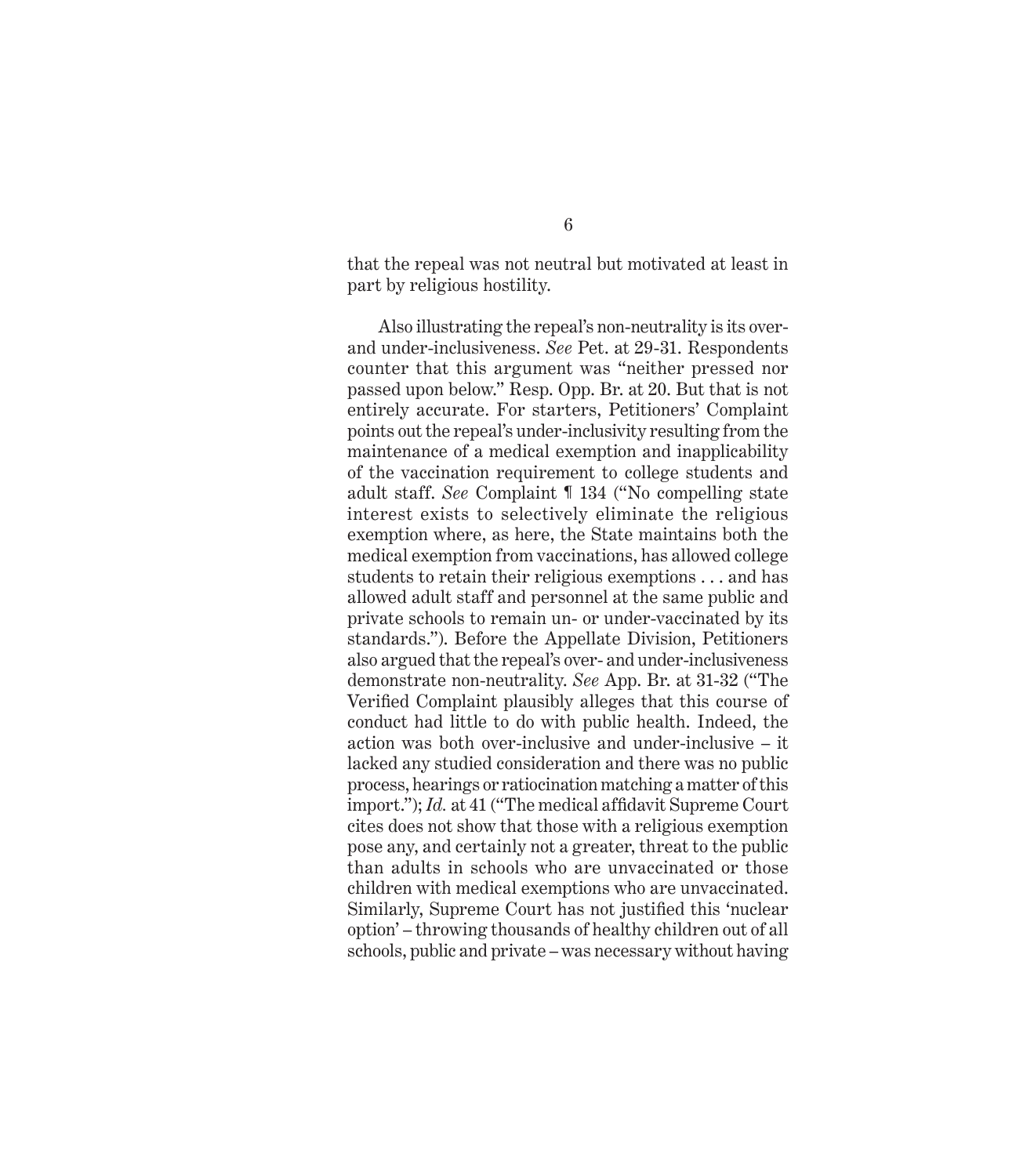that the repeal was not neutral but motivated at least in part by religious hostility.

Also illustrating the repeal's non-neutrality is its over- and under-inclusiveness. *See* Pet. at 29-31. Respondents counter that this argument was "neither pressed nor passed upon below." Resp. Opp. Br. at 20. But that is not entirely accurate. For starters, Petitioners' Complaint points out the repeal's under-inclusivity resulting from the maintenance of a medical exemption and inapplicability of the vaccination requirement to college students and adult staff. *See* Complaint ¶ 134 ("No compelling state interest exists to selectively eliminate the religious exemption where, as here, the State maintains both the medical exemption from vaccinations, has allowed college students to retain their religious exemptions . . . and has allowed adult staff and personnel at the same public and private schools to remain un- or under-vaccinated by its standards."). Before the Appellate Division, Petitioners also argued that the repeal's over- and under-inclusiveness demonstrate non-neutrality. *See* App. Br. at 31-32 ("The Verified Complaint plausibly alleges that this course of conduct had little to do with public health. Indeed, the action was both over-inclusive and under-inclusive – it lacked any studied consideration and there was no public process, hearings or ratiocination matching a matter of this import."); *Id.* at 41 ("The medical affidavit Supreme Court cites does not show that those with a religious exemption pose any, and certainly not a greater, threat to the public than adults in schools who are unvaccinated or those children with medical exemptions who are unvaccinated. Similarly, Supreme Court has not justified this 'nuclear option' – throwing thousands of healthy children out of all schools, public and private – was necessary without having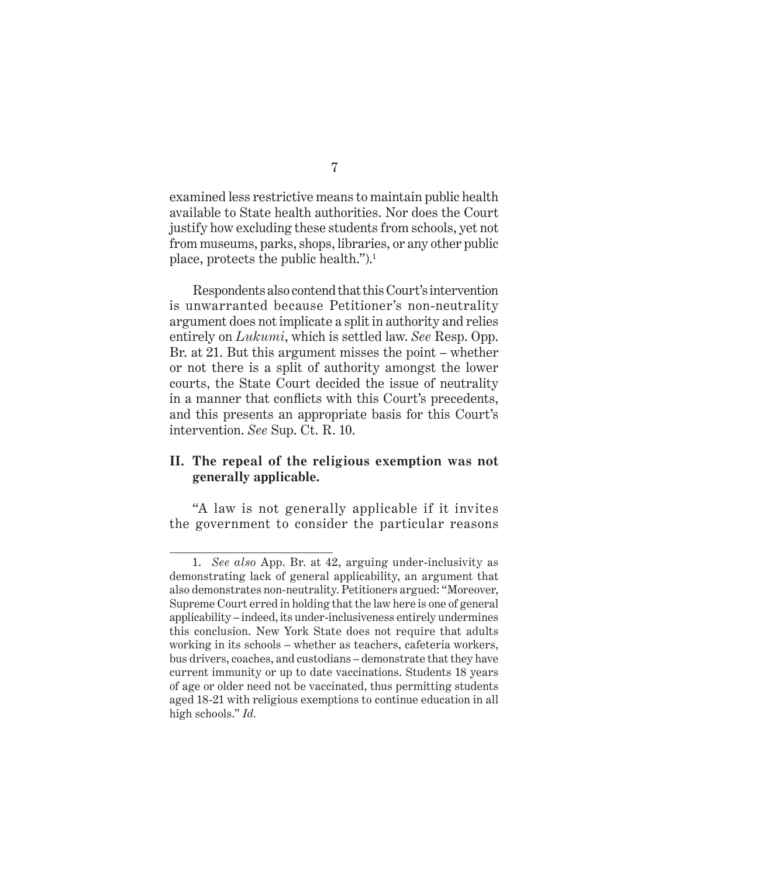examined less restrictive means to maintain public health available to State health authorities. Nor does the Court justify how excluding these students from schools, yet not from museums, parks, shops, libraries, or any other public place, protects the public health.").[1]

Respondents also contend that this Court's intervention is unwarranted because Petitioner's non-neutrality argument does not implicate a split in authority and relies entirely on *Lukumi*, which is settled law. *See* Resp. Opp. Br. at 21. But this argument misses the point – whether or not there is a split of authority amongst the lower courts, the State Court decided the issue of neutrality in a manner that conflicts with this Court's precedents, and this presents an appropriate basis for this Court's intervention. *See* Sup. Ct. R. 10.

### II. The repeal of the religious exemption was not generally applicable.

"A law is not generally applicable if it invites the government to consider the particular reasons

---

1. *See also* App. Br. at 42, arguing under-inclusivity as demonstrating lack of general applicability, an argument that also demonstrates non-neutrality. Petitioners argued: "Moreover, Supreme Court erred in holding that the law here is one of general applicability – indeed, its under-inclusiveness entirely undermines this conclusion. New York State does not require that adults working in its schools – whether as teachers, cafeteria workers, bus drivers, coaches, and custodians – demonstrate that they have current immunity or up to date vaccinations. Students 18 years of age or older need not be vaccinated, thus permitting students aged 18-21 with religious exemptions to continue education in all high schools." *Id.*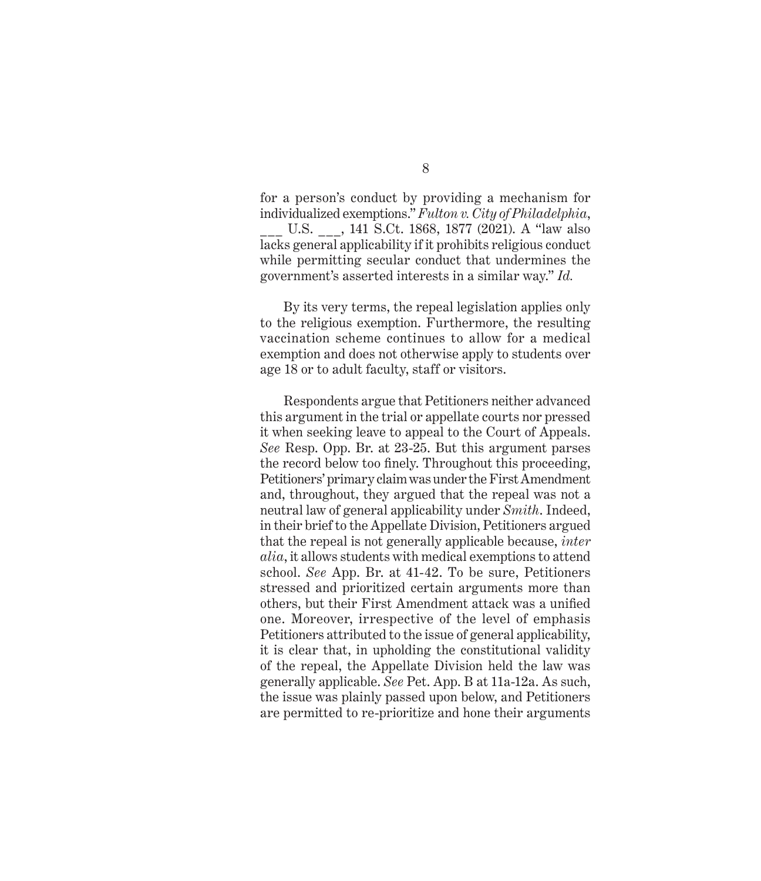for a person's conduct by providing a mechanism for individualized exemptions." *Fulton v. City of Philadelphia*, ___ U.S. ___, 141 S.Ct. 1868, 1877 (2021). A "law also lacks general applicability if it prohibits religious conduct while permitting secular conduct that undermines the government's asserted interests in a similar way." *Id.*

By its very terms, the repeal legislation applies only to the religious exemption. Furthermore, the resulting vaccination scheme continues to allow for a medical exemption and does not otherwise apply to students over age 18 or to adult faculty, staff or visitors.

Respondents argue that Petitioners neither advanced this argument in the trial or appellate courts nor pressed it when seeking leave to appeal to the Court of Appeals. *See* Resp. Opp. Br. at 23-25. But this argument parses the record below too finely. Throughout this proceeding, Petitioners' primary claim was under the First Amendment and, throughout, they argued that the repeal was not a neutral law of general applicability under *Smith*. Indeed, in their brief to the Appellate Division, Petitioners argued that the repeal is not generally applicable because, *inter alia*, it allows students with medical exemptions to attend school. *See* App. Br. at 41-42. To be sure, Petitioners stressed and prioritized certain arguments more than others, but their First Amendment attack was a unified one. Moreover, irrespective of the level of emphasis Petitioners attributed to the issue of general applicability, it is clear that, in upholding the constitutional validity of the repeal, the Appellate Division held the law was generally applicable. *See* Pet. App. B at 11a-12a. As such, the issue was plainly passed upon below, and Petitioners are permitted to re-prioritize and hone their arguments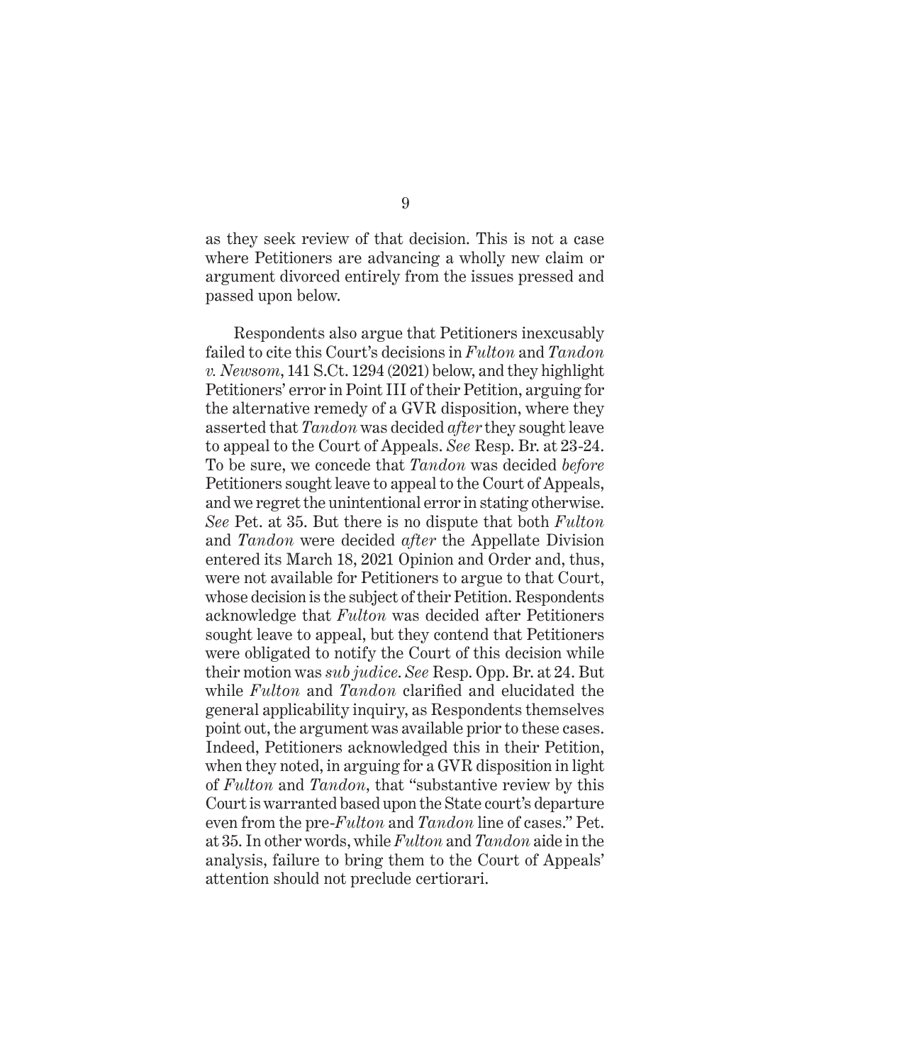as they seek review of that decision. This is not a case where Petitioners are advancing a wholly new claim or argument divorced entirely from the issues pressed and passed upon below.

Respondents also argue that Petitioners inexcusably failed to cite this Court's decisions in *Fulton* and *Tandon v. Newsom*, 141 S.Ct. 1294 (2021) below, and they highlight Petitioners' error in Point III of their Petition, arguing for the alternative remedy of a GVR disposition, where they asserted that *Tandon* was decided *after* they sought leave to appeal to the Court of Appeals. *See* Resp. Br. at 23-24. To be sure, we concede that *Tandon* was decided *before* Petitioners sought leave to appeal to the Court of Appeals, and we regret the unintentional error in stating otherwise. *See* Pet. at 35. But there is no dispute that both *Fulton* and *Tandon* were decided *after* the Appellate Division entered its March 18, 2021 Opinion and Order and, thus, were not available for Petitioners to argue to that Court, whose decision is the subject of their Petition. Respondents acknowledge that *Fulton* was decided after Petitioners sought leave to appeal, but they contend that Petitioners were obligated to notify the Court of this decision while their motion was *sub judice*. *See* Resp. Opp. Br. at 24. But while *Fulton* and *Tandon* clarified and elucidated the general applicability inquiry, as Respondents themselves point out, the argument was available prior to these cases. Indeed, Petitioners acknowledged this in their Petition, when they noted, in arguing for a GVR disposition in light of *Fulton* and *Tandon*, that "substantive review by this Court is warranted based upon the State court's departure even from the pre-*Fulton* and *Tandon* line of cases." Pet. at 35. In other words, while *Fulton* and *Tandon* aide in the analysis, failure to bring them to the Court of Appeals' attention should not preclude certiorari.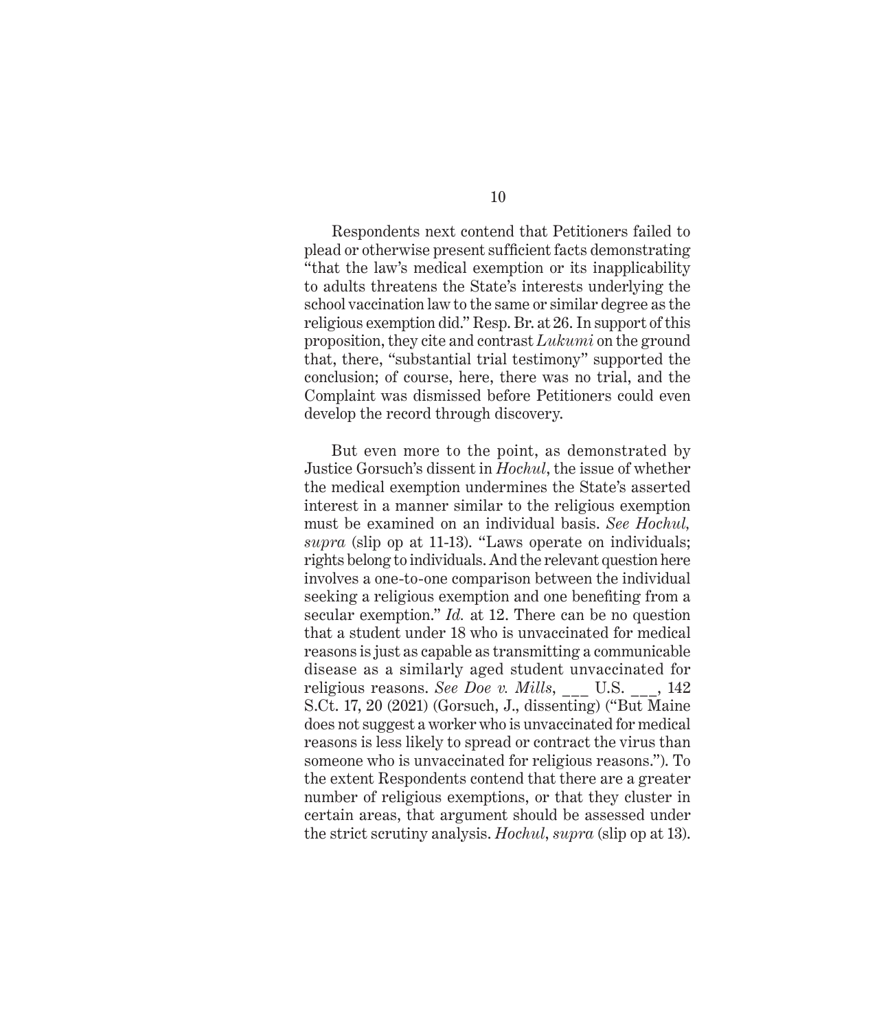Respondents next contend that Petitioners failed to plead or otherwise present sufficient facts demonstrating "that the law's medical exemption or its inapplicability to adults threatens the State's interests underlying the school vaccination law to the same or similar degree as the religious exemption did." Resp. Br. at 26. In support of this proposition, they cite and contrast *Lukumi* on the ground that, there, "substantial trial testimony" supported the conclusion; of course, here, there was no trial, and the Complaint was dismissed before Petitioners could even develop the record through discovery.

But even more to the point, as demonstrated by Justice Gorsuch's dissent in *Hochul*, the issue of whether the medical exemption undermines the State's asserted interest in a manner similar to the religious exemption must be examined on an individual basis. *See Hochul, supra* (slip op at 11-13). "Laws operate on individuals; rights belong to individuals. And the relevant question here involves a one-to-one comparison between the individual seeking a religious exemption and one benefiting from a secular exemption." *Id.* at 12. There can be no question that a student under 18 who is unvaccinated for medical reasons is just as capable as transmitting a communicable disease as a similarly aged student unvaccinated for religious reasons. *See Doe v. Mills*, ___ U.S. ___, 142 S.Ct. 17, 20 (2021) (Gorsuch, J., dissenting) ("But Maine does not suggest a worker who is unvaccinated for medical reasons is less likely to spread or contract the virus than someone who is unvaccinated for religious reasons."). To the extent Respondents contend that there are a greater number of religious exemptions, or that they cluster in certain areas, that argument should be assessed under the strict scrutiny analysis. *Hochul*, *supra* (slip op at 13).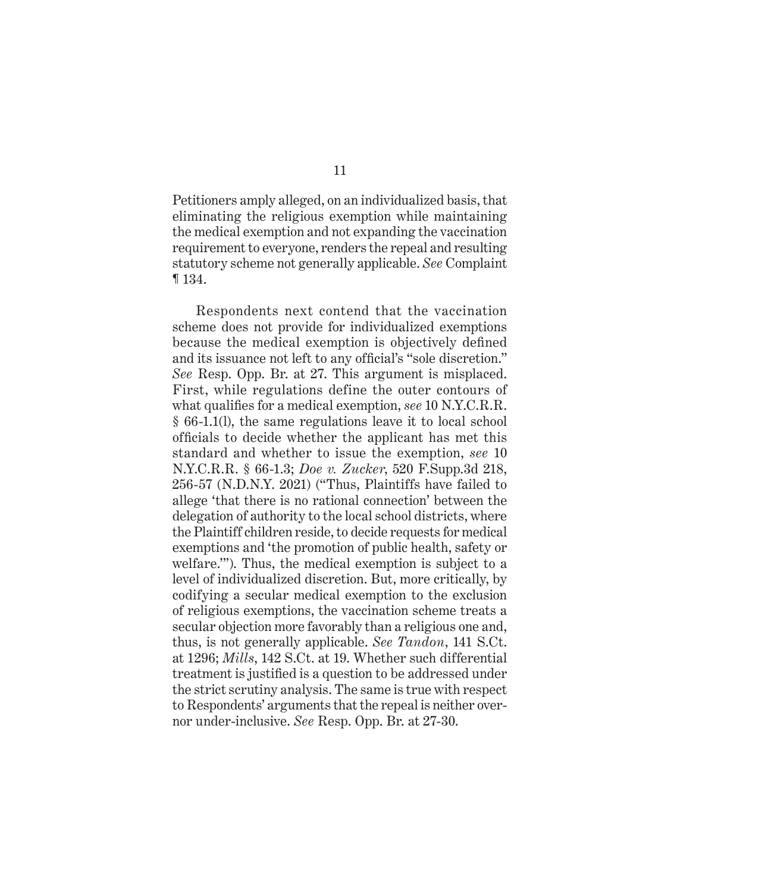Petitioners amply alleged, on an individualized basis, that eliminating the religious exemption while maintaining the medical exemption and not expanding the vaccination requirement to everyone, renders the repeal and resulting statutory scheme not generally applicable. *See* Complaint ¶ 134.

Respondents next contend that the vaccination scheme does not provide for individualized exemptions because the medical exemption is objectively defined and its issuance not left to any official's "sole discretion." *See* Resp. Opp. Br. at 27. This argument is misplaced. First, while regulations define the outer contours of what qualifies for a medical exemption, *see* 10 N.Y.C.R.R. § 66-1.1(l), the same regulations leave it to local school officials to decide whether the applicant has met this standard and whether to issue the exemption, *see* 10 N.Y.C.R.R. § 66-1.3; *Doe v. Zucker*, 520 F.Supp.3d 218, 256-57 (N.D.N.Y. 2021) ("Thus, Plaintiffs have failed to allege 'that there is no rational connection' between the delegation of authority to the local school districts, where the Plaintiff children reside, to decide requests for medical exemptions and 'the promotion of public health, safety or welfare.'"). Thus, the medical exemption is subject to a level of individualized discretion. But, more critically, by codifying a secular medical exemption to the exclusion of religious exemptions, the vaccination scheme treats a secular objection more favorably than a religious one and, thus, is not generally applicable. *See Tandon*, 141 S.Ct. at 1296; *Mills*, 142 S.Ct. at 19. Whether such differential treatment is justified is a question to be addressed under the strict scrutiny analysis. The same is true with respect to Respondents' arguments that the repeal is neither over- nor under-inclusive. *See* Resp. Opp. Br. at 27-30.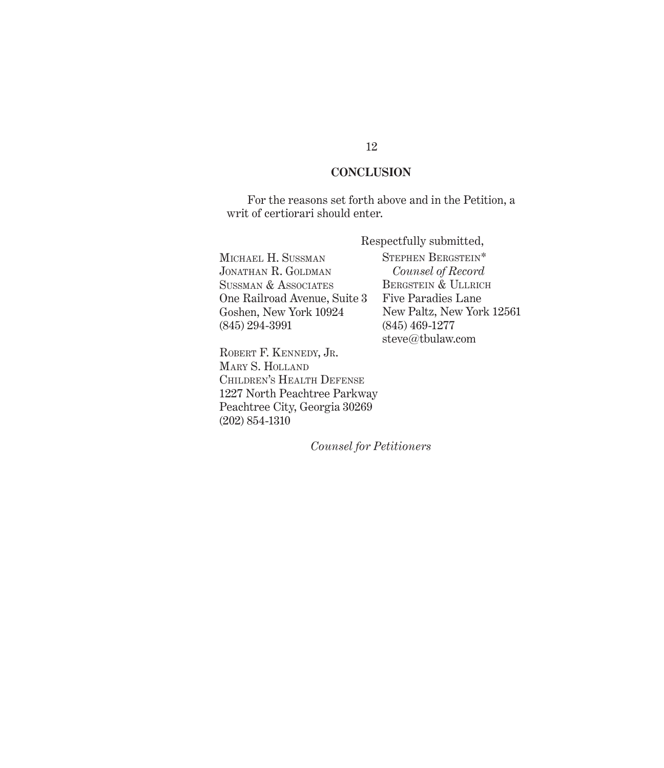## CONCLUSION

For the reasons set forth above and in the Petition, a writ of certiorari should enter.

Respectfully submitted,

Stephen Bergstein*  
*Counsel of Record*  
Bergstein & Ullrich  
Five Paradies Lane  
New Paltz, New York 12561  
(845) 469-1277  
steve@tbulaw.com

Michael H. Sussman  
Jonathan R. Goldman  
Sussman & Associates  
One Railroad Avenue, Suite 3  
Goshen, New York 10924  
(845) 294-3991

Robert F. Kennedy, Jr.  
Mary S. Holland  
Children's Health Defense  
1227 North Peachtree Parkway  
Peachtree City, Georgia 30269  
(202) 854-1310

*Counsel for Petitioners*